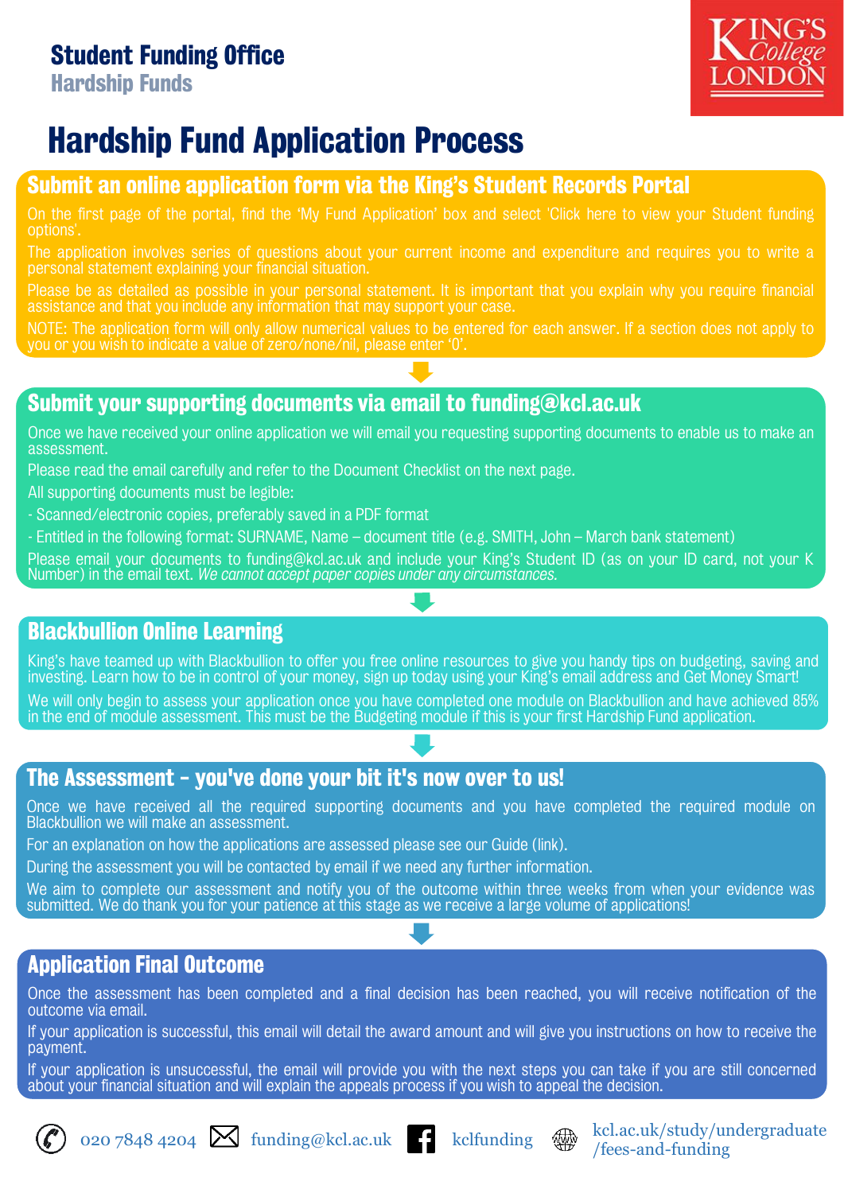**Student Funding Office**
**Hardship Funds**

KING'S College LONDON

# Hardship Fund Application Process

## Submit an online application form via the King's Student Records Portal

On the first page of the portal, find the 'My Fund Application' box and select 'Click here to view your Student funding options'.

The application involves series of questions about your current income and expenditure and requires you to write a personal statement explaining your financial situation.

Please be as detailed as possible in your personal statement. It is important that you explain why you require financial assistance and that you include any information that may support your case.

NOTE: The application form will only allow numerical values to be entered for each answer. If a section does not apply to you or you wish to indicate a value of zero/none/nil, please enter '0'.

## Submit your supporting documents via email to funding@kcl.ac.uk

Once we have received your online application we will email you requesting supporting documents to enable us to make an assessment.

Please read the email carefully and refer to the Document Checklist on the next page.

All supporting documents must be legible:

- Scanned/electronic copies, preferably saved in a PDF format
- Entitled in the following format: SURNAME, Name – document title (e.g. SMITH, John – March bank statement)

Please email your documents to funding@kcl.ac.uk and include your King's Student ID (as on your ID card, not your K Number) in the email text. *We cannot accept paper copies under any circumstances.*

## Blackbullion Online Learning

King's have teamed up with Blackbullion to offer you free online resources to give you handy tips on budgeting, saving and investing. Learn how to be in control of your money, sign up today using your King's email address and Get Money Smart!

We will only begin to assess your application once you have completed one module on Blackbullion and have achieved 85% in the end of module assessment. This must be the Budgeting module if this is your first Hardship Fund application.

## The Assessment - you've done your bit it's now over to us!

Once we have received all the required supporting documents and you have completed the required module on Blackbullion we will make an assessment.

For an explanation on how the applications are assessed please see our Guide (link).

During the assessment you will be contacted by email if we need any further information.

We aim to complete our assessment and notify you of the outcome within three weeks from when your evidence was submitted. We do thank you for your patience at this stage as we receive a large volume of applications!

## Application Final Outcome

Once the assessment has been completed and a final decision has been reached, you will receive notification of the outcome via email.

If your application is successful, this email will detail the award amount and will give you instructions on how to receive the payment.

If your application is unsuccessful, the email will provide you with the next steps you can take if you are still concerned about your financial situation and will explain the appeals process if you wish to appeal the decision.

020 7848 4204 | funding@kcl.ac.uk | kclfunding | kcl.ac.uk/study/undergraduate/fees-and-funding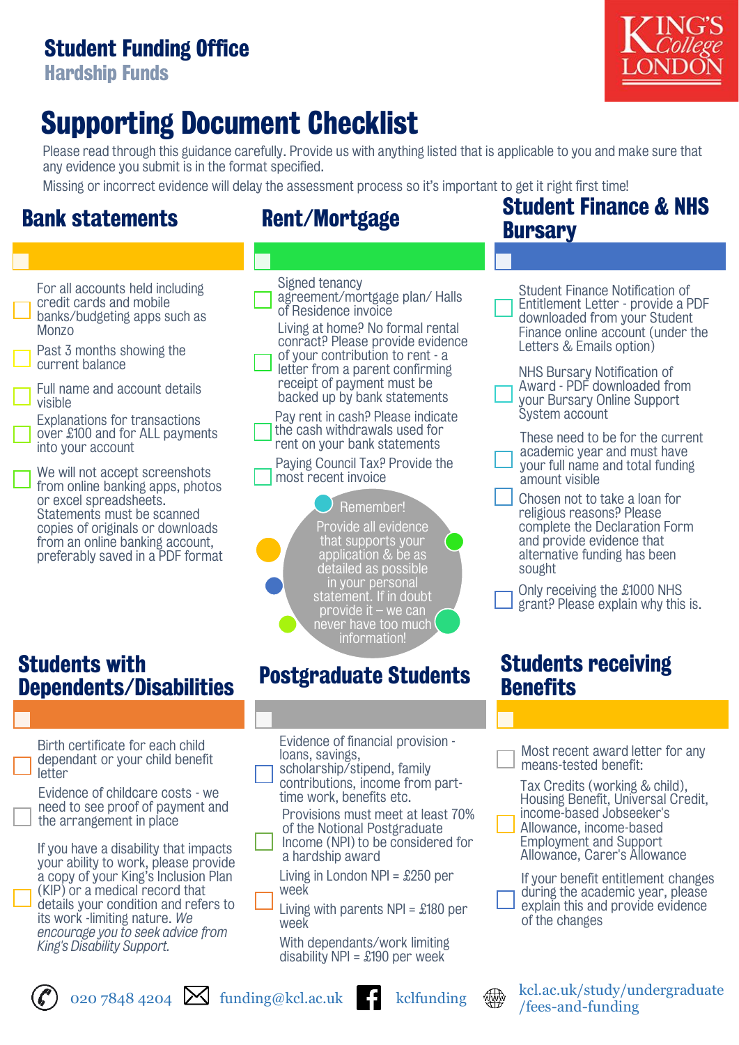# Student Funding Office

## Hardship Funds

KING'S College LONDON

# Supporting Document Checklist

Please read through this guidance carefully. Provide us with anything listed that is applicable to you and make sure that any evidence you submit is in the format specified.

Missing or incorrect evidence will delay the assessment process so it's important to get it right first time!

## Bank statements

- [ ] For all accounts held including credit cards and mobile banks/budgeting apps such as Monzo
- [ ] Past 3 months showing the current balance
- [ ] Full name and account details visible
- [ ] Explanations for transactions over £100 and for ALL payments into your account
- [ ] We will not accept screenshots from online banking apps, photos or excel spreadsheets. Statements must be scanned copies of originals or downloads from an online banking account, preferably saved in a PDF format

## Rent/Mortgage

- [ ] Signed tenancy agreement/mortgage plan/ Halls of Residence invoice
- [ ] Living at home? No formal rental conract? Please provide evidence of your contribution to rent - a letter from a parent confirming receipt of payment must be backed up by bank statements
- [ ] Pay rent in cash? Please indicate the cash withdrawals used for rent on your bank statements
- [ ] Paying Council Tax? Provide the most recent invoice

**Remember!** Provide all evidence that supports your application & be as detailed as possible in your personal statement. If in doubt provide it – we can never have too much information!

## Student Finance & NHS Bursary

- [ ] Student Finance Notification of Entitlement Letter - provide a PDF downloaded from your Student Finance online account (under the Letters & Emails option)
- [ ] NHS Bursary Notification of Award - PDF downloaded from your Bursary Online Support System account
- [ ] These need to be for the current academic year and must have your full name and total funding amount visible
- [ ] Chosen not to take a loan for religious reasons? Please complete the Declaration Form and provide evidence that alternative funding has been sought
- [ ] Only receiving the £1000 NHS grant? Please explain why this is.

## Students with Dependents/Disabilities

- [ ] Birth certificate for each child dependant or your child benefit letter
- [ ] Evidence of childcare costs - we need to see proof of payment and the arrangement in place
- [ ] If you have a disability that impacts your ability to work, please provide a copy of your King's Inclusion Plan (KIP) or a medical record that details your condition and refers to its work -limiting nature. *We encourage you to seek advice from King's Disability Support.*

## Postgraduate Students

- [ ] Evidence of financial provision - loans, savings, scholarship/stipend, family contributions, income from part-time work, benefits etc.
- [ ] Provisions must meet at least 70% of the Notional Postgraduate Income (NPI) to be considered for a hardship award
- [ ] Living in London NPI = £250 per week
  
  Living with parents NPI = £180 per week
  
  With dependants/work limiting disability NPI = £190 per week

## Students receiving Benefits

- [ ] Most recent award letter for any means-tested benefit:
- [ ] Tax Credits (working & child), Housing Benefit, Universal Credit, income-based Jobseeker's Allowance, income-based Employment and Support Allowance, Carer's Allowance
- [ ] If your benefit entitlement changes during the academic year, please explain this and provide evidence of the changes

020 7848 4204 | funding@kcl.ac.uk | kclfunding | kcl.ac.uk/study/undergraduate/fees-and-funding